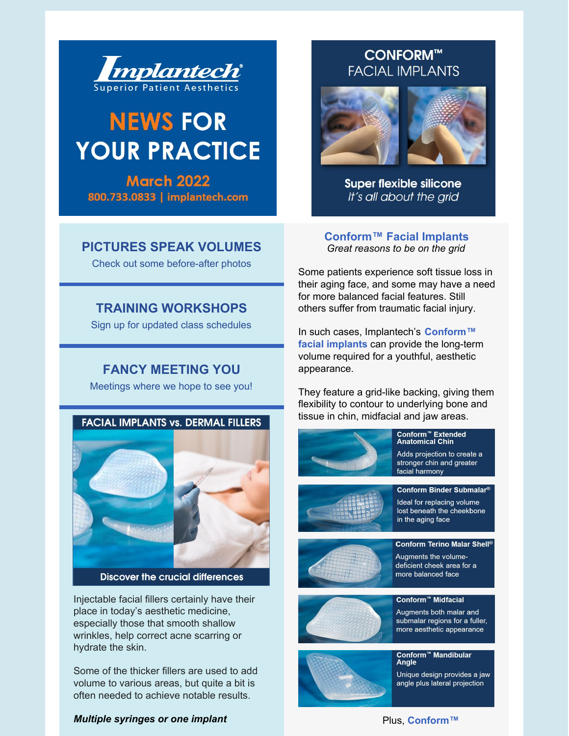# Implantech®

Superior Patient Aesthetics

## NEWS FOR YOUR PRACTICE

**March 2022**

**800.733.0833 | implantech.com**

## CONFORM™ FACIAL IMPLANTS

**Super flexible silicone**

*It's all about the grid*

### PICTURES SPEAK VOLUMES

Check out some before-after photos

### TRAINING WORKSHOPS

Sign up for updated class schedules

### FANCY MEETING YOU

Meetings where we hope to see you!

### FACIAL IMPLANTS vs. DERMAL FILLERS

Discover the crucial differences

Injectable facial fillers certainly have their place in today's aesthetic medicine, especially those that smooth shallow wrinkles, help correct acne scarring or hydrate the skin.

Some of the thicker fillers are used to add volume to various areas, but quite a bit is often needed to achieve notable results.

***Multiple syringes or one implant***

### Conform™ Facial Implants

*Great reasons to be on the grid*

Some patients experience soft tissue loss in their aging face, and some may have a need for more balanced facial features. Still others suffer from traumatic facial injury.

In such cases, Implantech's **Conform™ facial implants** can provide the long-term volume required for a youthful, aesthetic appearance.

They feature a grid-like backing, giving them flexibility to contour to underlying bone and tissue in chin, midfacial and jaw areas.

**Conform™ Extended Anatomical Chin**

Adds projection to create a stronger chin and greater facial harmony

**Conform Binder Submalar®**

Ideal for replacing volume lost beneath the cheekbone in the aging face

**Conform Terino Malar Shell®**

Augments the volume-deficient cheek area for a more balanced face

**Conform™ Midfacial**

Augments both malar and submalar regions for a fuller, more aesthetic appearance

**Conform™ Mandibular Angle**

Unique design provides a jaw angle plus lateral projection

Plus, **Conform™**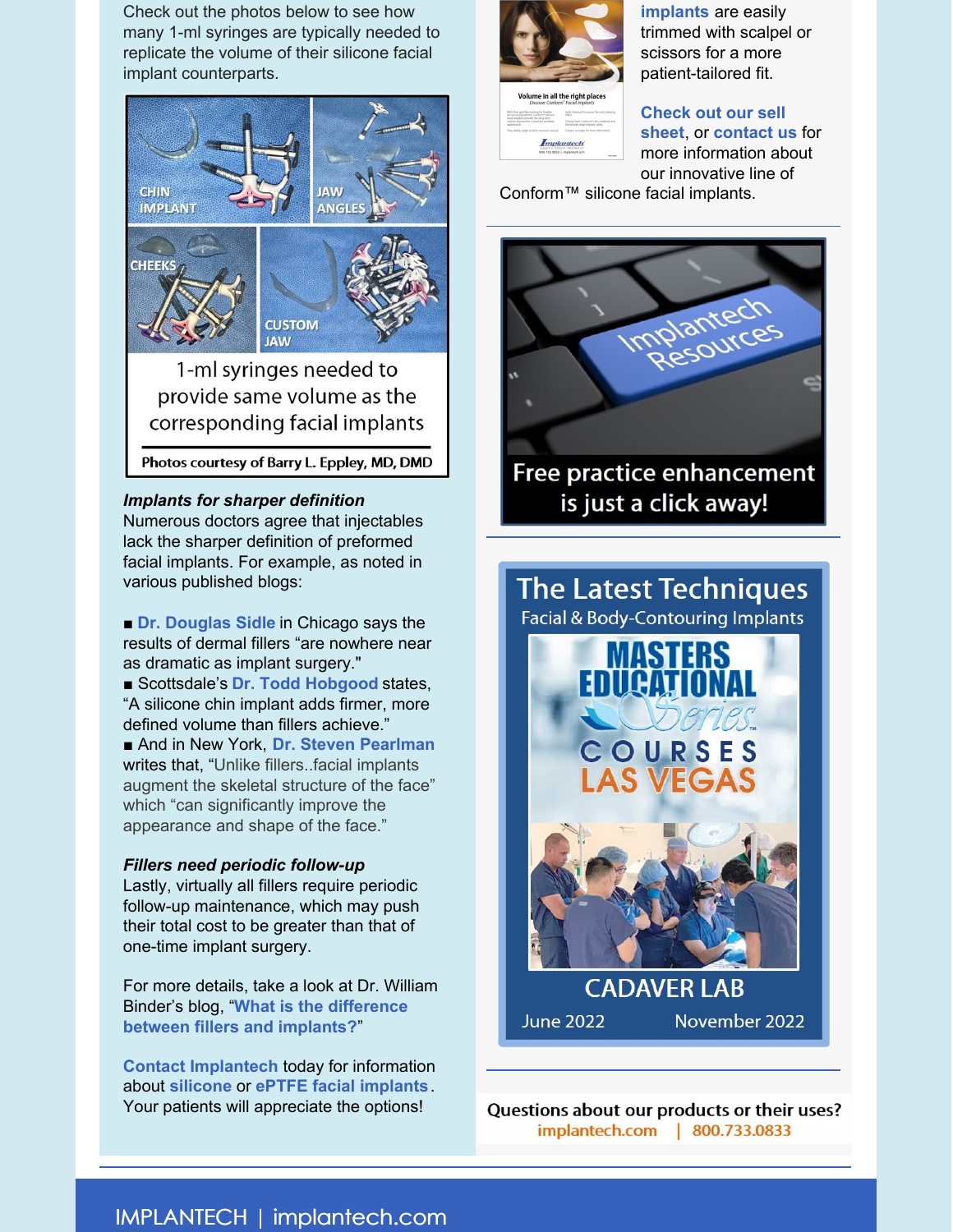Check out the photos below to see how many 1-ml syringes are typically needed to replicate the volume of their silicone facial implant counterparts.

CHIN IMPLANT | JAW ANGLES | CHEEKS | CUSTOM JAW

1-ml syringes needed to provide same volume as the corresponding facial implants

Photos courtesy of Barry L. Eppley, MD, DMD

***Implants for sharper definition***

Numerous doctors agree that injectables lack the sharper definition of preformed facial implants. For example, as noted in various published blogs:

■ **Dr. Douglas Sidle** in Chicago says the results of dermal fillers "are nowhere near as dramatic as implant surgery."
■ Scottsdale's **Dr. Todd Hobgood** states, "A silicone chin implant adds firmer, more defined volume than fillers achieve."
■ And in New York, **Dr. Steven Pearlman** writes that, "Unlike fillers..facial implants augment the skeletal structure of the face" which "can significantly improve the appearance and shape of the face."

***Fillers need periodic follow-up***

Lastly, virtually all fillers require periodic follow-up maintenance, which may push their total cost to be greater than that of one-time implant surgery.

For more details, take a look at Dr. William Binder's blog, "**What is the difference between fillers and implants?**"

**Contact Implantech** today for information about **silicone** or **ePTFE facial implants**. Your patients will appreciate the options!

**implants** are easily trimmed with scalpel or scissors for a more patient-tailored fit.

**Check out our sell sheet**, or **contact us** for more information about our innovative line of Conform™ silicone facial implants.

Implantech Resources

Free practice enhancement is just a click away!

The Latest Techniques

Facial & Body-Contouring Implants

MASTERS EDUCATIONAL Series™ COURSES LAS VEGAS

CADAVER LAB

June 2022 November 2022

Questions about our products or their uses?
implantech.com | 800.733.0833

IMPLANTECH | implantech.com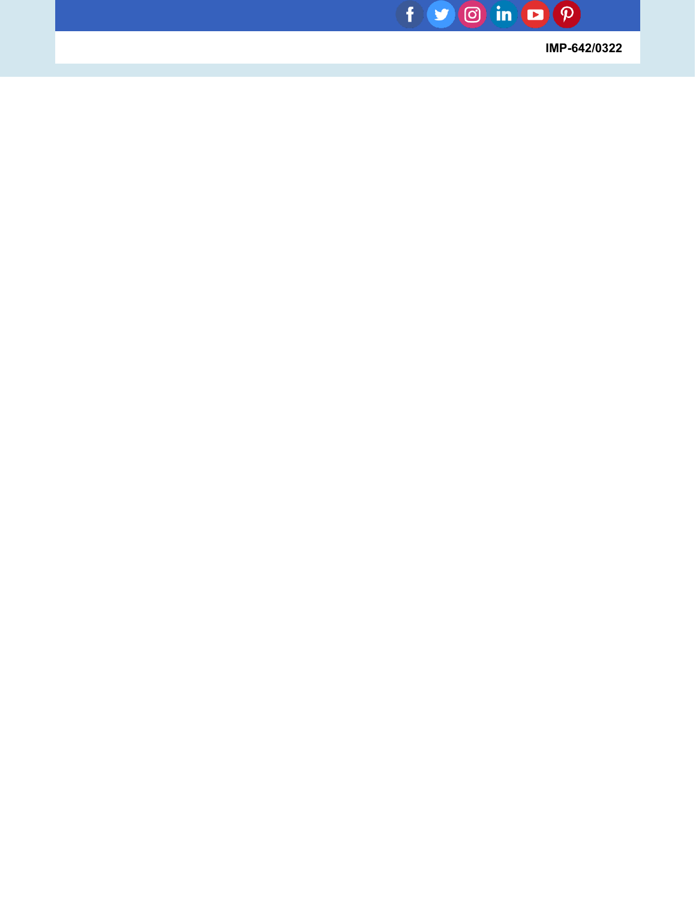IMP-642/0322